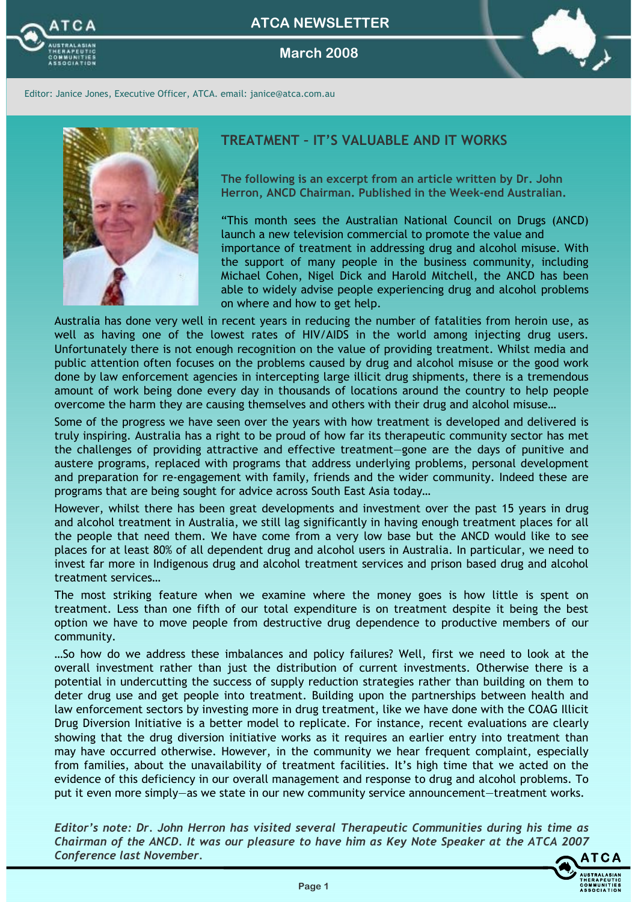# ATCA NEWSLETTER

## March 2008

Editor: Janice Jones, Executive Officer, ATCA. email: janice@atca.com.au

## TREATMENT – IT'S VALUABLE AND IT WORKS

**The following is an excerpt from an article written by Dr. John Herron, ANCD Chairman. Published in the Week-end Australian.**

"This month sees the Australian National Council on Drugs (ANCD) launch a new television commercial to promote the value and importance of treatment in addressing drug and alcohol misuse. With the support of many people in the business community, including Michael Cohen, Nigel Dick and Harold Mitchell, the ANCD has been able to widely advise people experiencing drug and alcohol problems on where and how to get help.

Australia has done very well in recent years in reducing the number of fatalities from heroin use, as well as having one of the lowest rates of HIV/AIDS in the world among injecting drug users. Unfortunately there is not enough recognition on the value of providing treatment. Whilst media and public attention often focuses on the problems caused by drug and alcohol misuse or the good work done by law enforcement agencies in intercepting large illicit drug shipments, there is a tremendous amount of work being done every day in thousands of locations around the country to help people overcome the harm they are causing themselves and others with their drug and alcohol misuse…

Some of the progress we have seen over the years with how treatment is developed and delivered is truly inspiring. Australia has a right to be proud of how far its therapeutic community sector has met the challenges of providing attractive and effective treatment—gone are the days of punitive and austere programs, replaced with programs that address underlying problems, personal development and preparation for re-engagement with family, friends and the wider community. Indeed these are programs that are being sought for advice across South East Asia today…

However, whilst there has been great developments and investment over the past 15 years in drug and alcohol treatment in Australia, we still lag significantly in having enough treatment places for all the people that need them. We have come from a very low base but the ANCD would like to see places for at least 80% of all dependent drug and alcohol users in Australia. In particular, we need to invest far more in Indigenous drug and alcohol treatment services and prison based drug and alcohol treatment services…

The most striking feature when we examine where the money goes is how little is spent on treatment. Less than one fifth of our total expenditure is on treatment despite it being the best option we have to move people from destructive drug dependence to productive members of our community.

…So how do we address these imbalances and policy failures? Well, first we need to look at the overall investment rather than just the distribution of current investments. Otherwise there is a potential in undercutting the success of supply reduction strategies rather than building on them to deter drug use and get people into treatment. Building upon the partnerships between health and law enforcement sectors by investing more in drug treatment, like we have done with the COAG Illicit Drug Diversion Initiative is a better model to replicate. For instance, recent evaluations are clearly showing that the drug diversion initiative works as it requires an earlier entry into treatment than may have occurred otherwise. However, in the community we hear frequent complaint, especially from families, about the unavailability of treatment facilities. It's high time that we acted on the evidence of this deficiency in our overall management and response to drug and alcohol problems. To put it even more simply—as we state in our new community service announcement—treatment works.

***Editor's note: Dr. John Herron has visited several Therapeutic Communities during his time as Chairman of the ANCD. It was our pleasure to have him as Key Note Speaker at the ATCA 2007 Conference last November.***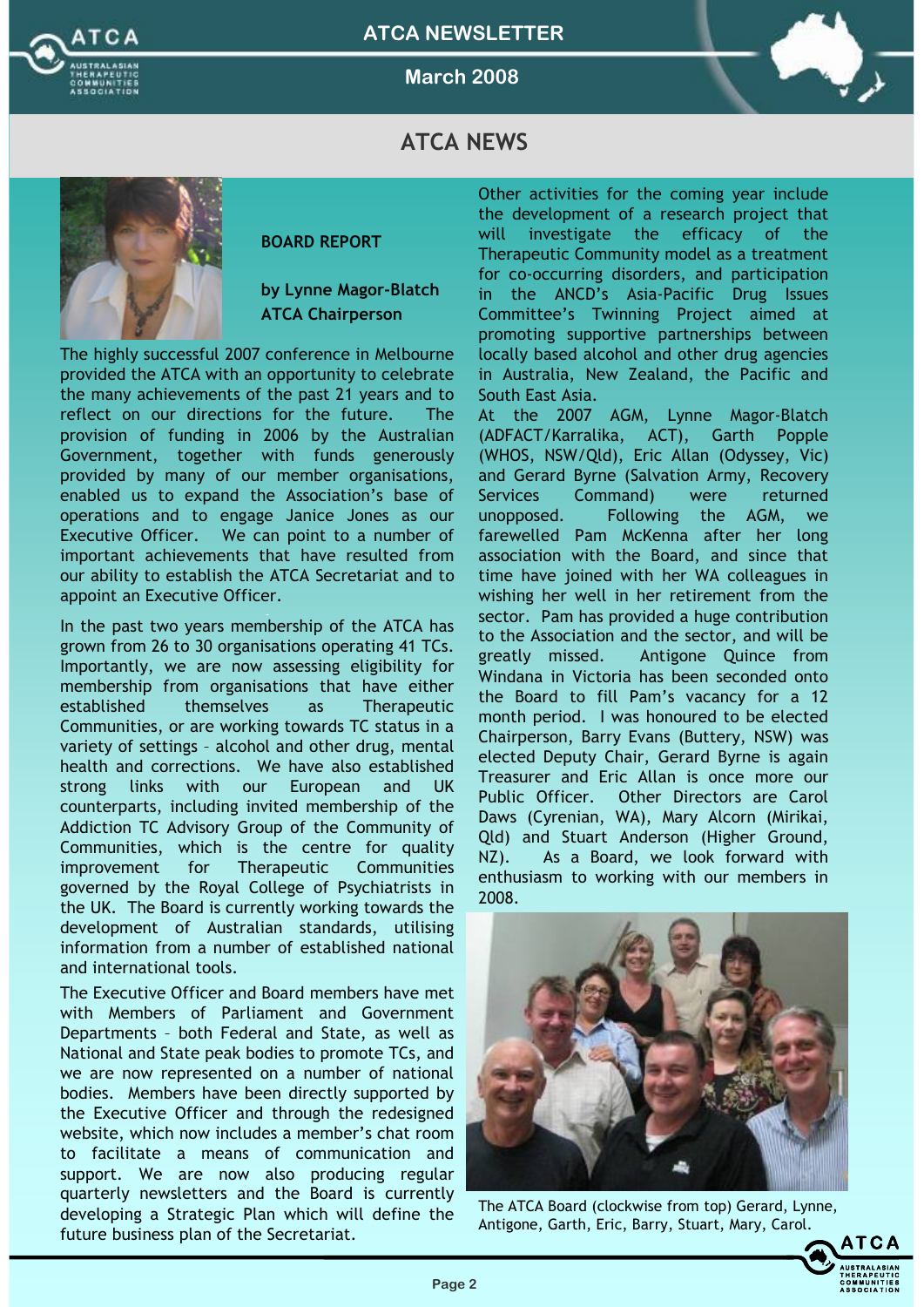## ATCA NEWS

### BOARD REPORT

**by Lynne Magor-Blatch ATCA Chairperson**

The highly successful 2007 conference in Melbourne provided the ATCA with an opportunity to celebrate the many achievements of the past 21 years and to reflect on our directions for the future. The provision of funding in 2006 by the Australian Government, together with funds generously provided by many of our member organisations, enabled us to expand the Association's base of operations and to engage Janice Jones as our Executive Officer. We can point to a number of important achievements that have resulted from our ability to establish the ATCA Secretariat and to appoint an Executive Officer.

In the past two years membership of the ATCA has grown from 26 to 30 organisations operating 41 TCs. Importantly, we are now assessing eligibility for membership from organisations that have either established themselves as Therapeutic Communities, or are working towards TC status in a variety of settings – alcohol and other drug, mental health and corrections. We have also established strong links with our European and UK counterparts, including invited membership of the Addiction TC Advisory Group of the Community of Communities, which is the centre for quality improvement for Therapeutic Communities governed by the Royal College of Psychiatrists in the UK. The Board is currently working towards the development of Australian standards, utilising information from a number of established national and international tools.

The Executive Officer and Board members have met with Members of Parliament and Government Departments – both Federal and State, as well as National and State peak bodies to promote TCs, and we are now represented on a number of national bodies. Members have been directly supported by the Executive Officer and through the redesigned website, which now includes a member's chat room to facilitate a means of communication and support. We are now also producing regular quarterly newsletters and the Board is currently developing a Strategic Plan which will define the future business plan of the Secretariat.

Other activities for the coming year include the development of a research project that will investigate the efficacy of the Therapeutic Community model as a treatment for co-occurring disorders, and participation in the ANCD's Asia-Pacific Drug Issues Committee's Twinning Project aimed at promoting supportive partnerships between locally based alcohol and other drug agencies in Australia, New Zealand, the Pacific and South East Asia.

At the 2007 AGM, Lynne Magor-Blatch (ADFACT/Karralika, ACT), Garth Popple (WHOS, NSW/Qld), Eric Allan (Odyssey, Vic) and Gerard Byrne (Salvation Army, Recovery Services Command) were returned unopposed. Following the AGM, we farewelled Pam McKenna after her long association with the Board, and since that time have joined with her WA colleagues in wishing her well in her retirement from the sector. Pam has provided a huge contribution to the Association and the sector, and will be greatly missed. Antigone Quince from Windana in Victoria has been seconded onto the Board to fill Pam's vacancy for a 12 month period. I was honoured to be elected Chairperson, Barry Evans (Buttery, NSW) was elected Deputy Chair, Gerard Byrne is again Treasurer and Eric Allan is once more our Public Officer. Other Directors are Carol Daws (Cyrenian, WA), Mary Alcorn (Mirikai, Qld) and Stuart Anderson (Higher Ground, NZ). As a Board, we look forward with enthusiasm to working with our members in 2008.

The ATCA Board (clockwise from top) Gerard, Lynne, Antigone, Garth, Eric, Barry, Stuart, Mary, Carol.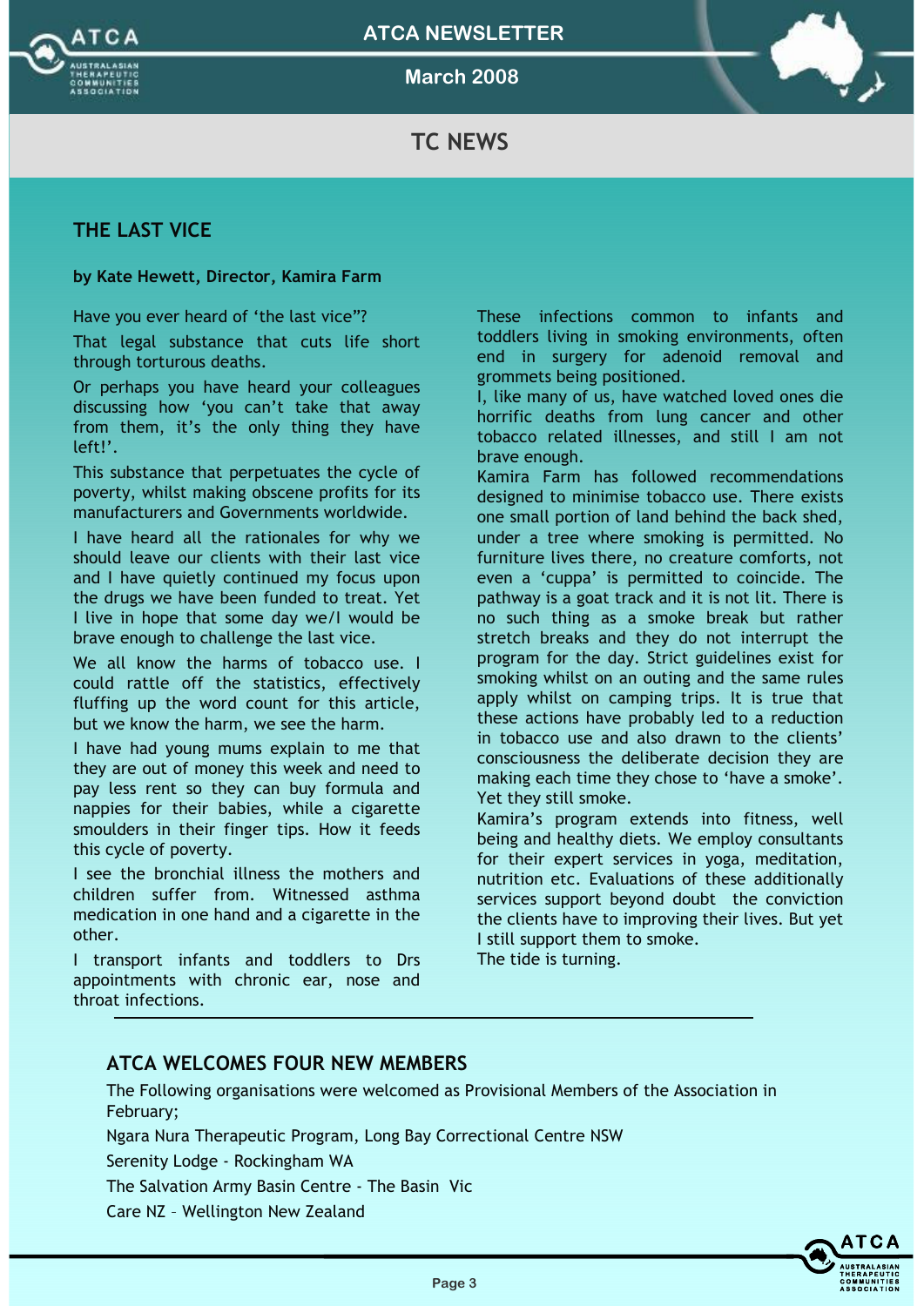# TC NEWS

## THE LAST VICE

**by Kate Hewett, Director, Kamira Farm**

Have you ever heard of 'the last vice"?

That legal substance that cuts life short through torturous deaths.

Or perhaps you have heard your colleagues discussing how 'you can't take that away from them, it's the only thing they have left!'.

This substance that perpetuates the cycle of poverty, whilst making obscene profits for its manufacturers and Governments worldwide.

I have heard all the rationales for why we should leave our clients with their last vice and I have quietly continued my focus upon the drugs we have been funded to treat. Yet I live in hope that some day we/I would be brave enough to challenge the last vice.

We all know the harms of tobacco use. I could rattle off the statistics, effectively fluffing up the word count for this article, but we know the harm, we see the harm.

I have had young mums explain to me that they are out of money this week and need to pay less rent so they can buy formula and nappies for their babies, while a cigarette smoulders in their finger tips. How it feeds this cycle of poverty.

I see the bronchial illness the mothers and children suffer from. Witnessed asthma medication in one hand and a cigarette in the other.

I transport infants and toddlers to Drs appointments with chronic ear, nose and throat infections.

These infections common to infants and toddlers living in smoking environments, often end in surgery for adenoid removal and grommets being positioned.

I, like many of us, have watched loved ones die horrific deaths from lung cancer and other tobacco related illnesses, and still I am not brave enough.

Kamira Farm has followed recommendations designed to minimise tobacco use. There exists one small portion of land behind the back shed, under a tree where smoking is permitted. No furniture lives there, no creature comforts, not even a 'cuppa' is permitted to coincide. The pathway is a goat track and it is not lit. There is no such thing as a smoke break but rather stretch breaks and they do not interrupt the program for the day. Strict guidelines exist for smoking whilst on an outing and the same rules apply whilst on camping trips. It is true that these actions have probably led to a reduction in tobacco use and also drawn to the clients' consciousness the deliberate decision they are making each time they chose to 'have a smoke'. Yet they still smoke.

Kamira's program extends into fitness, well being and healthy diets. We employ consultants for their expert services in yoga, meditation, nutrition etc. Evaluations of these additionally services support beyond doubt the conviction the clients have to improving their lives. But yet I still support them to smoke.

The tide is turning.

## ATCA WELCOMES FOUR NEW MEMBERS

The Following organisations were welcomed as Provisional Members of the Association in February;

Ngara Nura Therapeutic Program, Long Bay Correctional Centre NSW

Serenity Lodge - Rockingham WA

The Salvation Army Basin Centre - The Basin Vic

Care NZ – Wellington New Zealand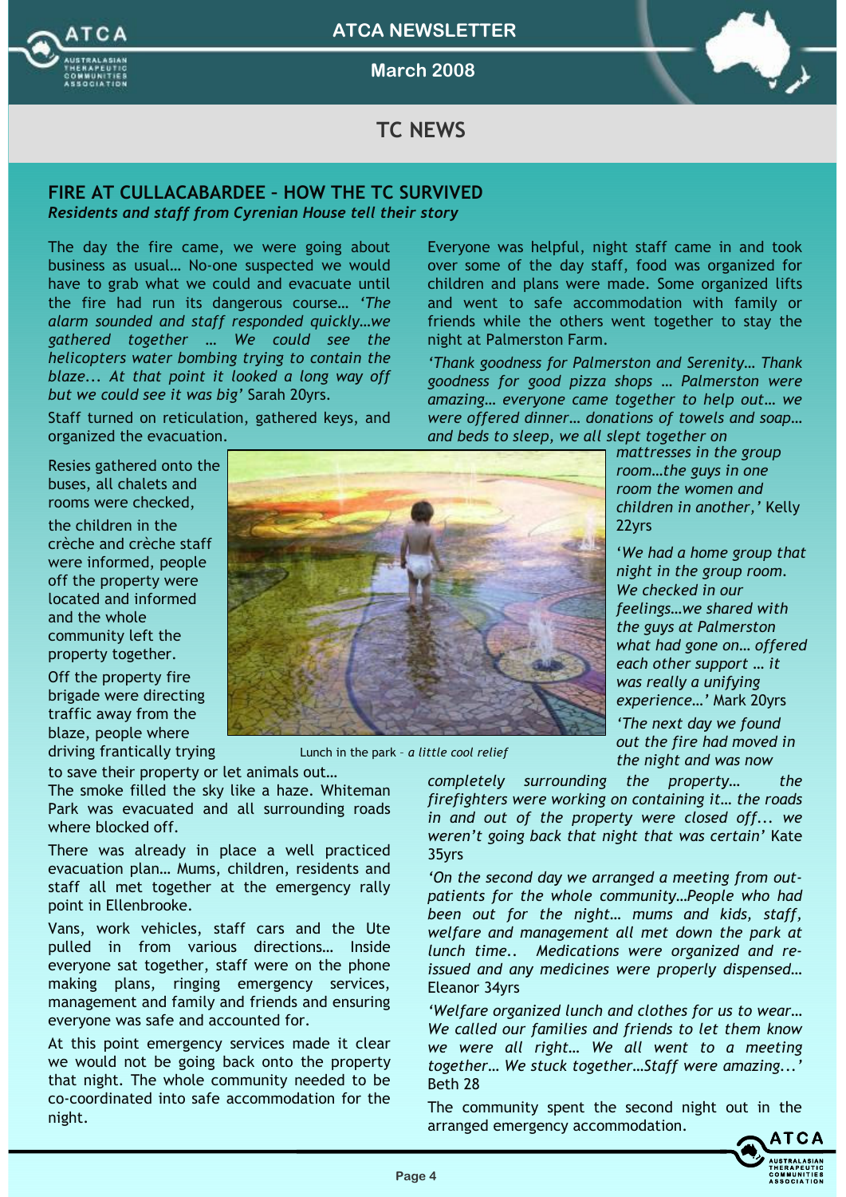## TC NEWS

### FIRE AT CULLACABARDEE – HOW THE TC SURVIVED

***Residents and staff from Cyrenian House tell their story***

The day the fire came, we were going about business as usual… No-one suspected we would have to grab what we could and evacuate until the fire had run its dangerous course… *'The alarm sounded and staff responded quickly…we gathered together … We could see the helicopters water bombing trying to contain the blaze... At that point it looked a long way off but we could see it was big'* Sarah 20yrs.

Staff turned on reticulation, gathered keys, and organized the evacuation.

Resies gathered onto the buses, all chalets and rooms were checked, the children in the crèche and crèche staff were informed, people off the property were located and informed and the whole community left the property together.

Off the property fire brigade were directing traffic away from the blaze, people where driving frantically trying to save their property or let animals out… The smoke filled the sky like a haze. Whiteman Park was evacuated and all surrounding roads where blocked off.

There was already in place a well practiced evacuation plan… Mums, children, residents and staff all met together at the emergency rally point in Ellenbrooke.

Vans, work vehicles, staff cars and the Ute pulled in from various directions… Inside everyone sat together, staff were on the phone making plans, ringing emergency services, management and family and friends and ensuring everyone was safe and accounted for.

At this point emergency services made it clear we would not be going back onto the property that night. The whole community needed to be co-coordinated into safe accommodation for the night.

Everyone was helpful, night staff came in and took over some of the day staff, food was organized for children and plans were made. Some organized lifts and went to safe accommodation with family or friends while the others went together to stay the night at Palmerston Farm.

*'Thank goodness for Palmerston and Serenity… Thank goodness for good pizza shops … Palmerston were amazing… everyone came together to help out… we were offered dinner… donations of towels and soap… and beds to sleep, we all slept together on mattresses in the group room…the guys in one room the women and children in another,'* Kelly 22yrs

*'We had a home group that night in the group room. We checked in our feelings…we shared with the guys at Palmerston what had gone on… offered each other support … it was really a unifying experience…'* Mark 20yrs

*'The next day we found out the fire had moved in the night and was now completely surrounding the property… the firefighters were working on containing it… the roads in and out of the property were closed off... we weren't going back that night that was certain'* Kate 35yrs

*'On the second day we arranged a meeting from out-patients for the whole community…People who had been out for the night… mums and kids, staff, welfare and management all met down the park at lunch time.. Medications were organized and re-issued and any medicines were properly dispensed…* Eleanor 34yrs

*'Welfare organized lunch and clothes for us to wear… We called our families and friends to let them know we were all right… We all went to a meeting together… We stuck together…Staff were amazing...'* Beth 28

The community spent the second night out in the arranged emergency accommodation.

Lunch in the park – *a little cool relief*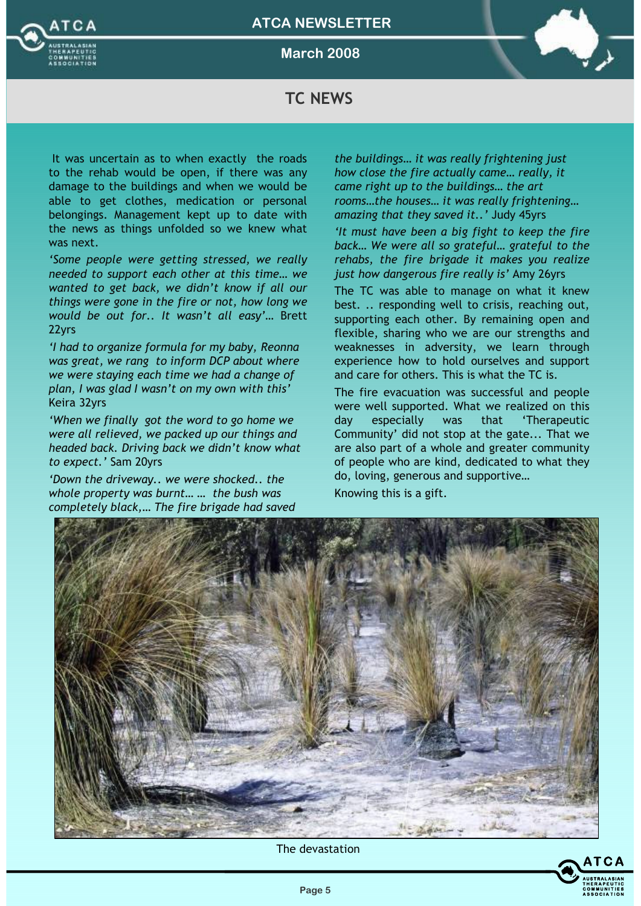## TC NEWS

It was uncertain as to when exactly the roads to the rehab would be open, if there was any damage to the buildings and when we would be able to get clothes, medication or personal belongings. Management kept up to date with the news as things unfolded so we knew what was next.

*'Some people were getting stressed, we really needed to support each other at this time… we wanted to get back, we didn't know if all our things were gone in the fire or not, how long we would be out for.. It wasn't all easy'…* Brett 22yrs

*'I had to organize formula for my baby, Reonna was great, we rang to inform DCP about where we were staying each time we had a change of plan, I was glad I wasn't on my own with this'* Keira 32yrs

*'When we finally got the word to go home we were all relieved, we packed up our things and headed back. Driving back we didn't know what to expect.'* Sam 20yrs

*'Down the driveway.. we were shocked.. the whole property was burnt… … the bush was completely black,… The fire brigade had saved the buildings… it was really frightening just how close the fire actually came… really, it came right up to the buildings… the art rooms…the houses… it was really frightening… amazing that they saved it..'* Judy 45yrs

*'It must have been a big fight to keep the fire back… We were all so grateful… grateful to the rehabs, the fire brigade it makes you realize just how dangerous fire really is'* Amy 26yrs

The TC was able to manage on what it knew best. .. responding well to crisis, reaching out, supporting each other. By remaining open and flexible, sharing who we are our strengths and weaknesses in adversity, we learn through experience how to hold ourselves and support and care for others. This is what the TC is.

The fire evacuation was successful and people were well supported. What we realized on this day especially was that 'Therapeutic Community' did not stop at the gate... That we are also part of a whole and greater community of people who are kind, dedicated to what they do, loving, generous and supportive…

Knowing this is a gift.

The devastation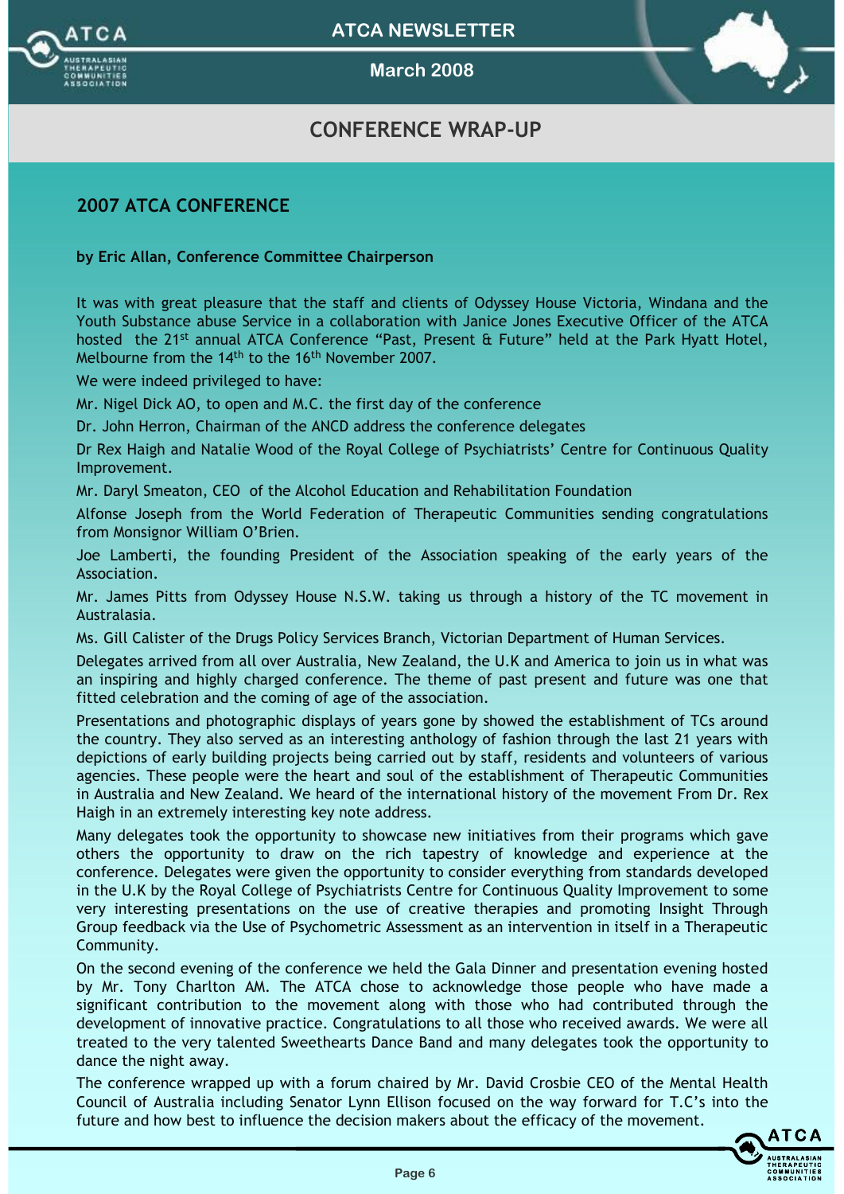# CONFERENCE WRAP-UP

## 2007 ATCA CONFERENCE

**by Eric Allan, Conference Committee Chairperson**

It was with great pleasure that the staff and clients of Odyssey House Victoria, Windana and the Youth Substance abuse Service in a collaboration with Janice Jones Executive Officer of the ATCA hosted the 21st annual ATCA Conference "Past, Present & Future" held at the Park Hyatt Hotel, Melbourne from the 14th to the 16th November 2007.

We were indeed privileged to have:

Mr. Nigel Dick AO, to open and M.C. the first day of the conference

Dr. John Herron, Chairman of the ANCD address the conference delegates

Dr Rex Haigh and Natalie Wood of the Royal College of Psychiatrists' Centre for Continuous Quality Improvement.

Mr. Daryl Smeaton, CEO of the Alcohol Education and Rehabilitation Foundation

Alfonse Joseph from the World Federation of Therapeutic Communities sending congratulations from Monsignor William O'Brien.

Joe Lamberti, the founding President of the Association speaking of the early years of the Association.

Mr. James Pitts from Odyssey House N.S.W. taking us through a history of the TC movement in Australasia.

Ms. Gill Calister of the Drugs Policy Services Branch, Victorian Department of Human Services.

Delegates arrived from all over Australia, New Zealand, the U.K and America to join us in what was an inspiring and highly charged conference. The theme of past present and future was one that fitted celebration and the coming of age of the association.

Presentations and photographic displays of years gone by showed the establishment of TCs around the country. They also served as an interesting anthology of fashion through the last 21 years with depictions of early building projects being carried out by staff, residents and volunteers of various agencies. These people were the heart and soul of the establishment of Therapeutic Communities in Australia and New Zealand. We heard of the international history of the movement From Dr. Rex Haigh in an extremely interesting key note address.

Many delegates took the opportunity to showcase new initiatives from their programs which gave others the opportunity to draw on the rich tapestry of knowledge and experience at the conference. Delegates were given the opportunity to consider everything from standards developed in the U.K by the Royal College of Psychiatrists Centre for Continuous Quality Improvement to some very interesting presentations on the use of creative therapies and promoting Insight Through Group feedback via the Use of Psychometric Assessment as an intervention in itself in a Therapeutic Community.

On the second evening of the conference we held the Gala Dinner and presentation evening hosted by Mr. Tony Charlton AM. The ATCA chose to acknowledge those people who have made a significant contribution to the movement along with those who had contributed through the development of innovative practice. Congratulations to all those who received awards. We were all treated to the very talented Sweethearts Dance Band and many delegates took the opportunity to dance the night away.

The conference wrapped up with a forum chaired by Mr. David Crosbie CEO of the Mental Health Council of Australia including Senator Lynn Ellison focused on the way forward for T.C's into the future and how best to influence the decision makers about the efficacy of the movement.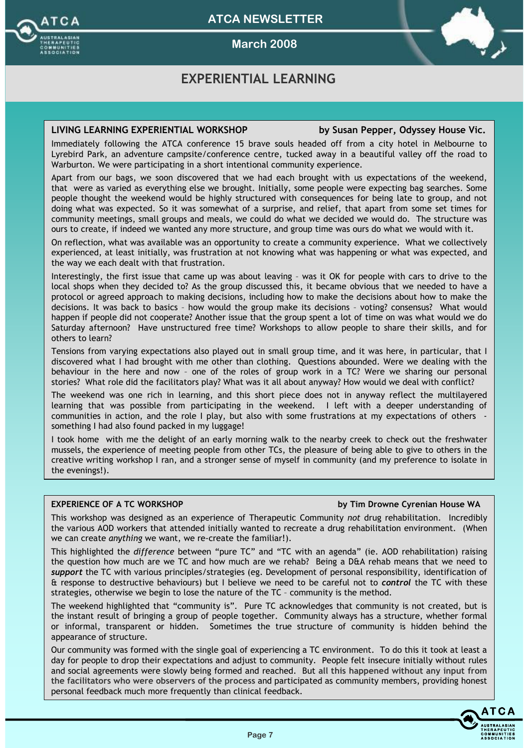# EXPERIENTIAL LEARNING

## LIVING LEARNING EXPERIENTIAL WORKSHOP

**by Susan Pepper, Odyssey House Vic.**

Immediately following the ATCA conference 15 brave souls headed off from a city hotel in Melbourne to Lyrebird Park, an adventure campsite/conference centre, tucked away in a beautiful valley off the road to Warburton. We were participating in a short intentional community experience.

Apart from our bags, we soon discovered that we had each brought with us expectations of the weekend, that were as varied as everything else we brought. Initially, some people were expecting bag searches. Some people thought the weekend would be highly structured with consequences for being late to group, and not doing what was expected. So it was somewhat of a surprise, and relief, that apart from some set times for community meetings, small groups and meals, we could do what we decided we would do. The structure was ours to create, if indeed we wanted any more structure, and group time was ours do what we would with it.

On reflection, what was available was an opportunity to create a community experience. What we collectively experienced, at least initially, was frustration at not knowing what was happening or what was expected, and the way we each dealt with that frustration.

Interestingly, the first issue that came up was about leaving – was it OK for people with cars to drive to the local shops when they decided to? As the group discussed this, it became obvious that we needed to have a protocol or agreed approach to making decisions, including how to make the decisions about how to make the decisions. It was back to basics – how would the group make its decisions – voting? consensus? What would happen if people did not cooperate? Another issue that the group spent a lot of time on was what would we do Saturday afternoon? Have unstructured free time? Workshops to allow people to share their skills, and for others to learn?

Tensions from varying expectations also played out in small group time, and it was here, in particular, that I discovered what I had brought with me other than clothing. Questions abounded. Were we dealing with the behaviour in the here and now – one of the roles of group work in a TC? Were we sharing our personal stories? What role did the facilitators play? What was it all about anyway? How would we deal with conflict?

The weekend was one rich in learning, and this short piece does not in anyway reflect the multilayered learning that was possible from participating in the weekend. I left with a deeper understanding of communities in action, and the role I play, but also with some frustrations at my expectations of others - something I had also found packed in my luggage!

I took home with me the delight of an early morning walk to the nearby creek to check out the freshwater mussels, the experience of meeting people from other TCs, the pleasure of being able to give to others in the creative writing workshop I ran, and a stronger sense of myself in community (and my preference to isolate in the evenings!).

## EXPERIENCE OF A TC WORKSHOP

**by Tim Drowne Cyrenian House WA**

This workshop was designed as an experience of Therapeutic Community *not* drug rehabilitation. Incredibly the various AOD workers that attended initially wanted to recreate a drug rehabilitation environment. (When we can create *anything* we want, we re-create the familiar!).

This highlighted the *difference* between "pure TC" and "TC with an agenda" (ie. AOD rehabilitation) raising the question how much are we TC and how much are we rehab? Being a D&A rehab means that we need to ***support*** the TC with various principles/strategies (eg. Development of personal responsibility, identification of & response to destructive behaviours) but I believe we need to be careful not to ***control*** the TC with these strategies, otherwise we begin to lose the nature of the TC – community is the method.

The weekend highlighted that "community is". Pure TC acknowledges that community is not created, but is the instant result of bringing a group of people together. Community always has a structure, whether formal or informal, transparent or hidden. Sometimes the true structure of community is hidden behind the appearance of structure.

Our community was formed with the single goal of experiencing a TC environment. To do this it took at least a day for people to drop their expectations and adjust to community. People felt insecure initially without rules and social agreements were slowly being formed and reached. But **all this happened without any input from the facilitators who were observers of the process** and participated as community members, providing honest personal feedback much more frequently than clinical feedback.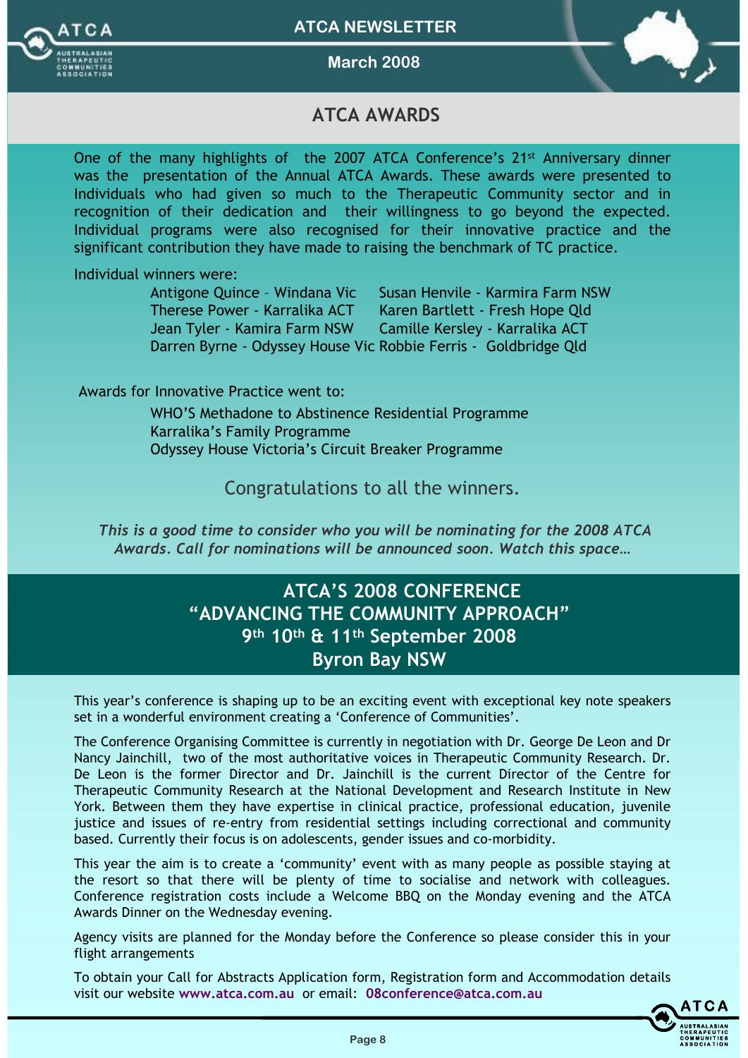## ATCA AWARDS

One of the many highlights of the 2007 ATCA Conference's 21st Anniversary dinner was the presentation of the Annual ATCA Awards. These awards were presented to Individuals who had given so much to the Therapeutic Community sector and in recognition of their dedication and their willingness to go beyond the expected. Individual programs were also recognised for their innovative practice and the significant contribution they have made to raising the benchmark of TC practice.

Individual winners were:

- Antigone Quince – Windana Vic
- Susan Henvile - Karmira Farm NSW
- Therese Power - Karralika ACT
- Karen Bartlett - Fresh Hope Qld
- Jean Tyler - Kamira Farm NSW
- Camille Kersley - Karralika ACT
- Darren Byrne - Odyssey House Vic
- Robbie Ferris - Goldbridge Qld

Awards for Innovative Practice went to:

- WHO'S Methadone to Abstinence Residential Programme
- Karralika's Family Programme
- Odyssey House Victoria's Circuit Breaker Programme

Congratulations to all the winners.

***This is a good time to consider who you will be nominating for the 2008 ATCA Awards. Call for nominations will be announced soon. Watch this space…***

## ATCA'S 2008 CONFERENCE
## "ADVANCING THE COMMUNITY APPROACH"
## 9th 10th & 11th September 2008
## Byron Bay NSW

This year's conference is shaping up to be an exciting event with exceptional key note speakers set in a wonderful environment creating a 'Conference of Communities'.

The Conference Organising Committee is currently in negotiation with Dr. George De Leon and Dr Nancy Jainchill, two of the most authoritative voices in Therapeutic Community Research. Dr. De Leon is the former Director and Dr. Jainchill is the current Director of the Centre for Therapeutic Community Research at the National Development and Research Institute in New York. Between them they have expertise in clinical practice, professional education, juvenile justice and issues of re-entry from residential settings including correctional and community based. Currently their focus is on adolescents, gender issues and co-morbidity.

This year the aim is to create a 'community' event with as many people as possible staying at the resort so that there will be plenty of time to socialise and network with colleagues. Conference registration costs include a Welcome BBQ on the Monday evening and the ATCA Awards Dinner on the Wednesday evening.

Agency visits are planned for the Monday before the Conference so please consider this in your flight arrangements

To obtain your Call for Abstracts Application form, Registration form and Accommodation details visit our website **www.atca.com.au** or email: **08conference@atca.com.au**